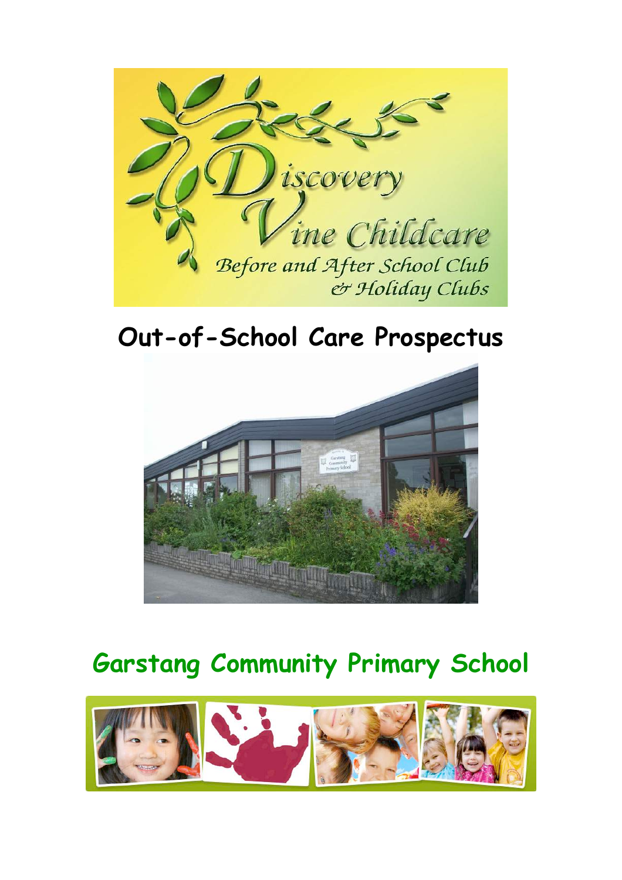Discovery Vine Childcare

Before and After School Club & Holiday Clubs

# Out-of-School Care Prospectus

## Garstang Community Primary School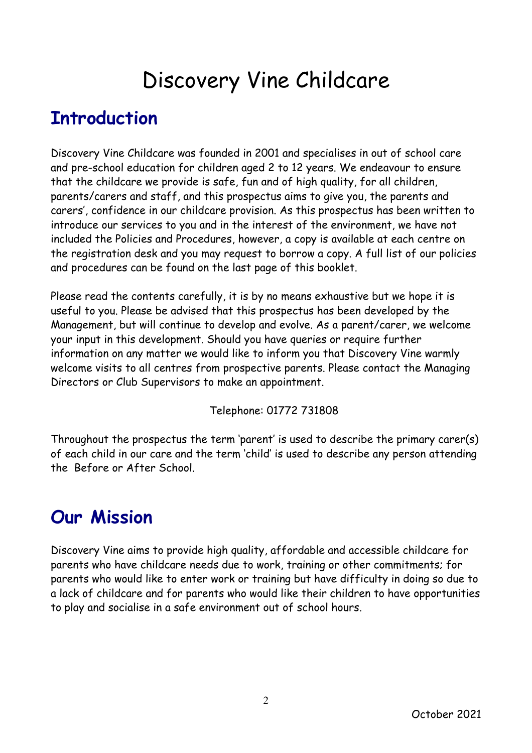# Discovery Vine Childcare

## Introduction

Discovery Vine Childcare was founded in 2001 and specialises in out of school care and pre-school education for children aged 2 to 12 years. We endeavour to ensure that the childcare we provide is safe, fun and of high quality, for all children, parents/carers and staff, and this prospectus aims to give you, the parents and carers', confidence in our childcare provision. As this prospectus has been written to introduce our services to you and in the interest of the environment, we have not included the Policies and Procedures, however, a copy is available at each centre on the registration desk and you may request to borrow a copy. A full list of our policies and procedures can be found on the last page of this booklet.

Please read the contents carefully, it is by no means exhaustive but we hope it is useful to you. Please be advised that this prospectus has been developed by the Management, but will continue to develop and evolve. As a parent/carer, we welcome your input in this development. Should you have queries or require further information on any matter we would like to inform you that Discovery Vine warmly welcome visits to all centres from prospective parents. Please contact the Managing Directors or Club Supervisors to make an appointment.

Telephone: 01772 731808

Throughout the prospectus the term 'parent' is used to describe the primary carer(s) of each child in our care and the term 'child' is used to describe any person attending the Before or After School.

## Our Mission

Discovery Vine aims to provide high quality, affordable and accessible childcare for parents who have childcare needs due to work, training or other commitments; for parents who would like to enter work or training but have difficulty in doing so due to a lack of childcare and for parents who would like their children to have opportunities to play and socialise in a safe environment out of school hours.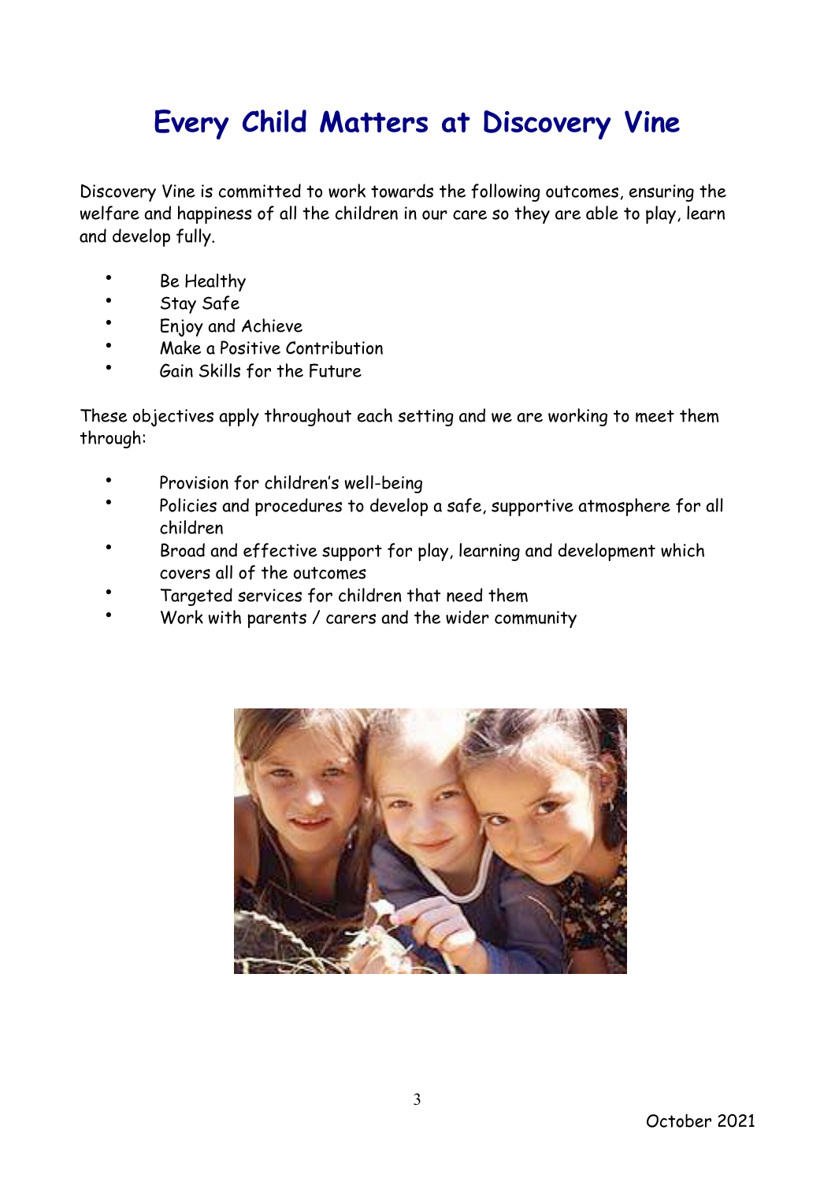# Every Child Matters at Discovery Vine

Discovery Vine is committed to work towards the following outcomes, ensuring the welfare and happiness of all the children in our care so they are able to play, learn and develop fully.

- Be Healthy
- Stay Safe
- Enjoy and Achieve
- Make a Positive Contribution
- Gain Skills for the Future

These objectives apply throughout each setting and we are working to meet them through:

- Provision for children's well-being
- Policies and procedures to develop a safe, supportive atmosphere for all children
- Broad and effective support for play, learning and development which covers all of the outcomes
- Targeted services for children that need them
- Work with parents / carers and the wider community

October 2021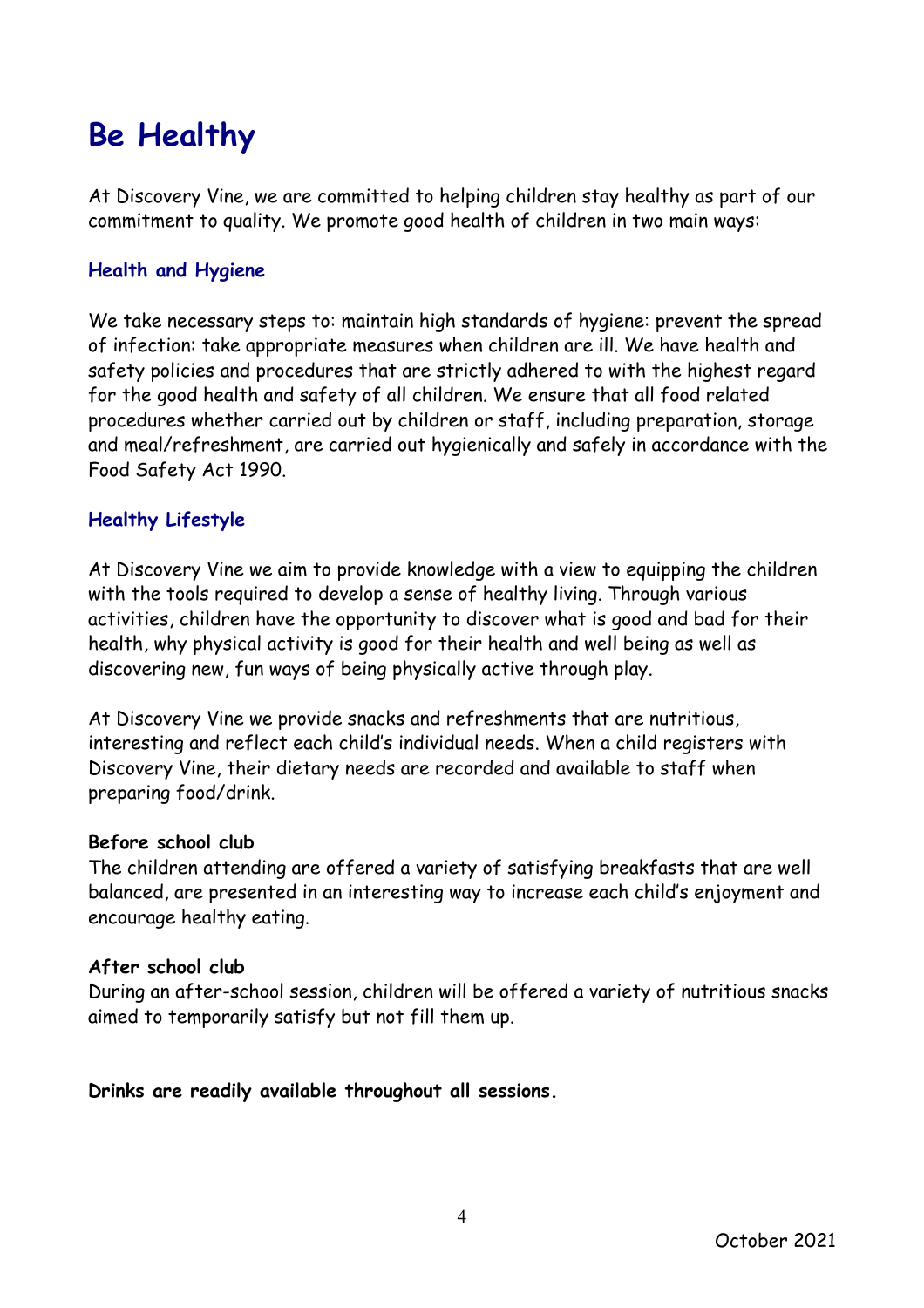# Be Healthy

At Discovery Vine, we are committed to helping children stay healthy as part of our commitment to quality. We promote good health of children in two main ways:

### Health and Hygiene

We take necessary steps to: maintain high standards of hygiene: prevent the spread of infection: take appropriate measures when children are ill. We have health and safety policies and procedures that are strictly adhered to with the highest regard for the good health and safety of all children. We ensure that all food related procedures whether carried out by children or staff, including preparation, storage and meal/refreshment, are carried out hygienically and safely in accordance with the Food Safety Act 1990.

### Healthy Lifestyle

At Discovery Vine we aim to provide knowledge with a view to equipping the children with the tools required to develop a sense of healthy living. Through various activities, children have the opportunity to discover what is good and bad for their health, why physical activity is good for their health and well being as well as discovering new, fun ways of being physically active through play.

At Discovery Vine we provide snacks and refreshments that are nutritious, interesting and reflect each child's individual needs. When a child registers with Discovery Vine, their dietary needs are recorded and available to staff when preparing food/drink.

**Before school club**
The children attending are offered a variety of satisfying breakfasts that are well balanced, are presented in an interesting way to increase each child's enjoyment and encourage healthy eating.

**After school club**
During an after-school session, children will be offered a variety of nutritious snacks aimed to temporarily satisfy but not fill them up.

**Drinks are readily available throughout all sessions.**

October 2021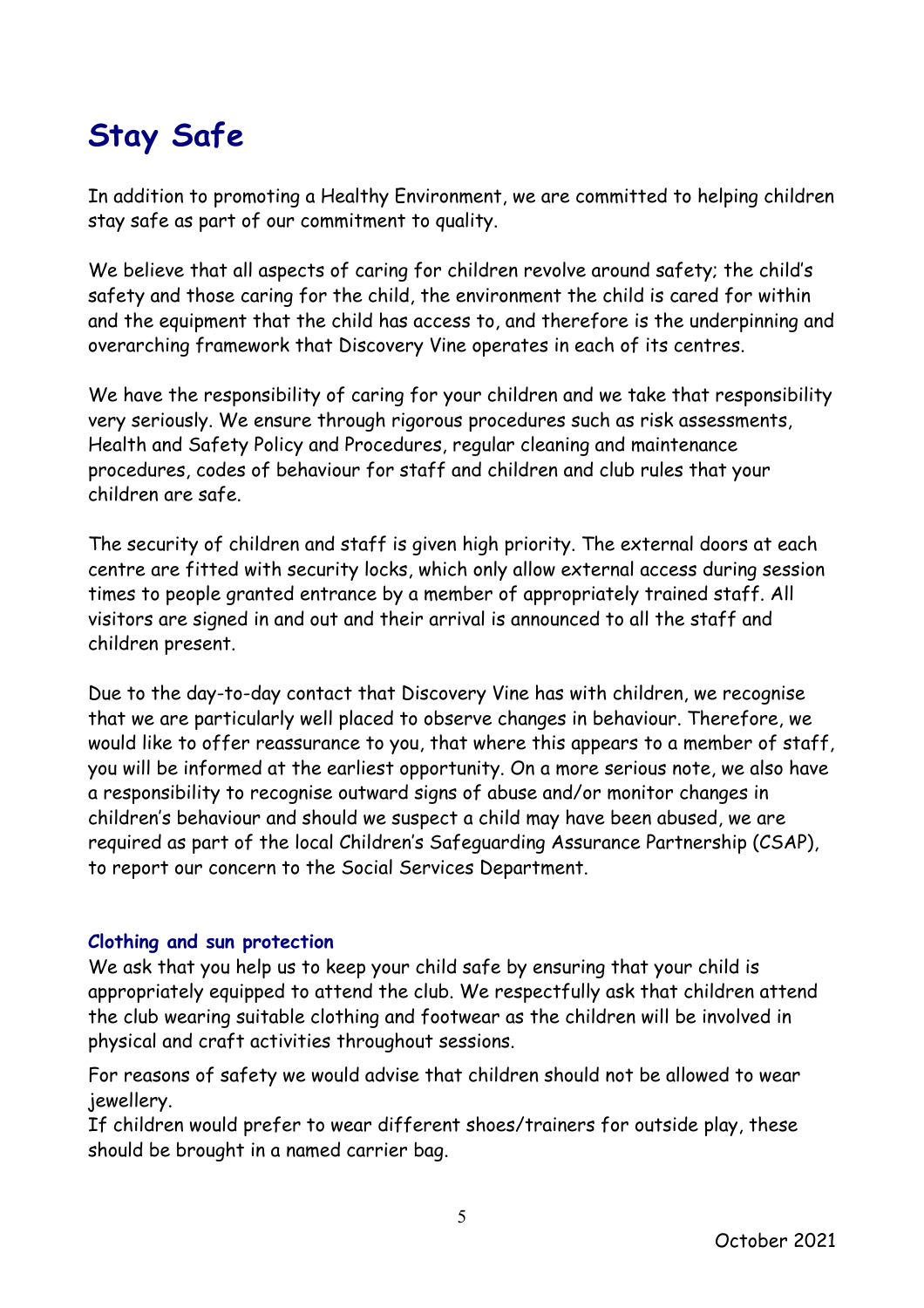# Stay Safe

In addition to promoting a Healthy Environment, we are committed to helping children stay safe as part of our commitment to quality.

We believe that all aspects of caring for children revolve around safety; the child's safety and those caring for the child, the environment the child is cared for within and the equipment that the child has access to, and therefore is the underpinning and overarching framework that Discovery Vine operates in each of its centres.

We have the responsibility of caring for your children and we take that responsibility very seriously. We ensure through rigorous procedures such as risk assessments, Health and Safety Policy and Procedures, regular cleaning and maintenance procedures, codes of behaviour for staff and children and club rules that your children are safe.

The security of children and staff is given high priority. The external doors at each centre are fitted with security locks, which only allow external access during session times to people granted entrance by a member of appropriately trained staff. All visitors are signed in and out and their arrival is announced to all the staff and children present.

Due to the day-to-day contact that Discovery Vine has with children, we recognise that we are particularly well placed to observe changes in behaviour. Therefore, we would like to offer reassurance to you, that where this appears to a member of staff, you will be informed at the earliest opportunity. On a more serious note, we also have a responsibility to recognise outward signs of abuse and/or monitor changes in children's behaviour and should we suspect a child may have been abused, we are required as part of the local Children's Safeguarding Assurance Partnership (CSAP), to report our concern to the Social Services Department.

### Clothing and sun protection

We ask that you help us to keep your child safe by ensuring that your child is appropriately equipped to attend the club. We respectfully ask that children attend the club wearing suitable clothing and footwear as the children will be involved in physical and craft activities throughout sessions.

For reasons of safety we would advise that children should not be allowed to wear jewellery.

If children would prefer to wear different shoes/trainers for outside play, these should be brought in a named carrier bag.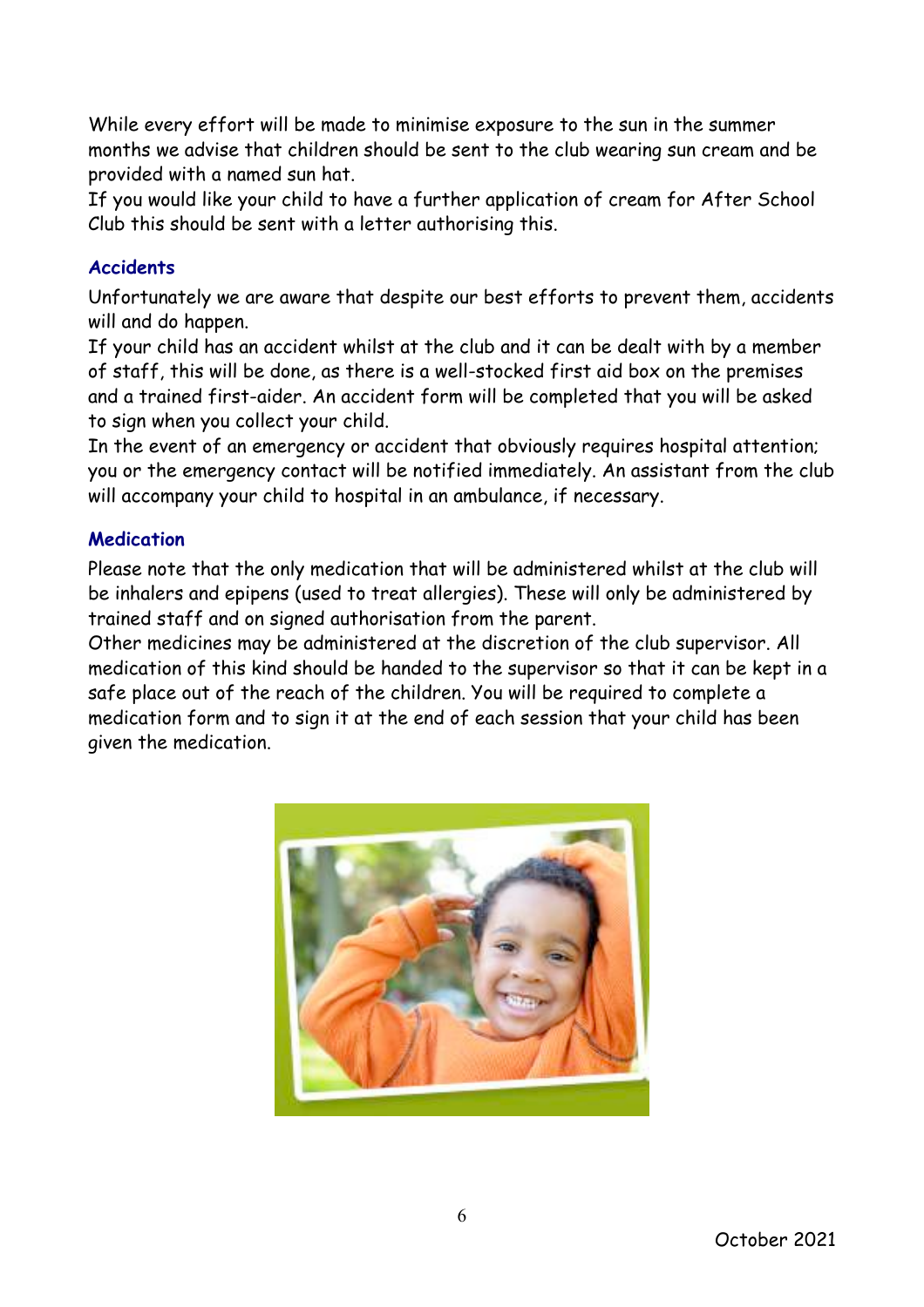While every effort will be made to minimise exposure to the sun in the summer months we advise that children should be sent to the club wearing sun cream and be provided with a named sun hat.

If you would like your child to have a further application of cream for After School Club this should be sent with a letter authorising this.

### Accidents

Unfortunately we are aware that despite our best efforts to prevent them, accidents will and do happen.

If your child has an accident whilst at the club and it can be dealt with by a member of staff, this will be done, as there is a well-stocked first aid box on the premises and a trained first-aider. An accident form will be completed that you will be asked to sign when you collect your child.

In the event of an emergency or accident that obviously requires hospital attention; you or the emergency contact will be notified immediately. An assistant from the club will accompany your child to hospital in an ambulance, if necessary.

### Medication

Please note that the only medication that will be administered whilst at the club will be inhalers and epipens (used to treat allergies). These will only be administered by trained staff and on signed authorisation from the parent.

Other medicines may be administered at the discretion of the club supervisor. All medication of this kind should be handed to the supervisor so that it can be kept in a safe place out of the reach of the children. You will be required to complete a medication form and to sign it at the end of each session that your child has been given the medication.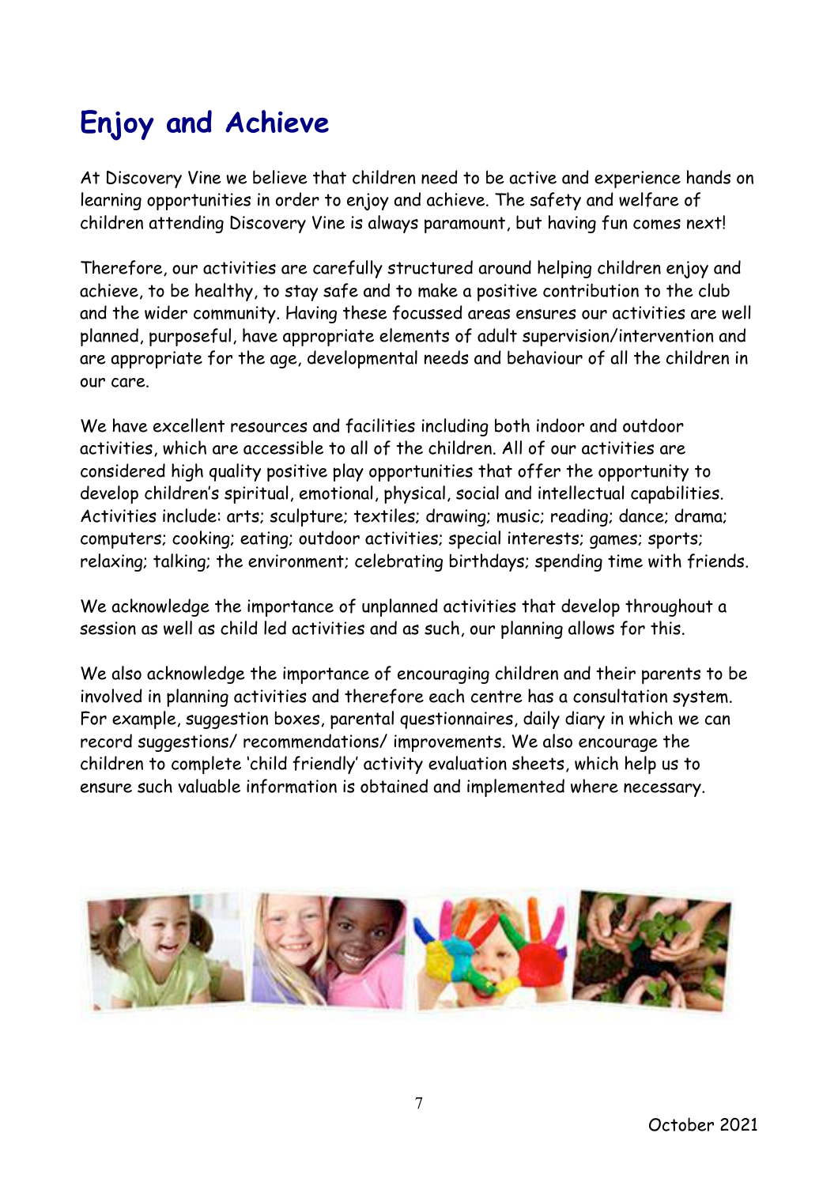# Enjoy and Achieve

At Discovery Vine we believe that children need to be active and experience hands on learning opportunities in order to enjoy and achieve. The safety and welfare of children attending Discovery Vine is always paramount, but having fun comes next!

Therefore, our activities are carefully structured around helping children enjoy and achieve, to be healthy, to stay safe and to make a positive contribution to the club and the wider community. Having these focussed areas ensures our activities are well planned, purposeful, have appropriate elements of adult supervision/intervention and are appropriate for the age, developmental needs and behaviour of all the children in our care.

We have excellent resources and facilities including both indoor and outdoor activities, which are accessible to all of the children. All of our activities are considered high quality positive play opportunities that offer the opportunity to develop children's spiritual, emotional, physical, social and intellectual capabilities. Activities include: arts; sculpture; textiles; drawing; music; reading; dance; drama; computers; cooking; eating; outdoor activities; special interests; games; sports; relaxing; talking; the environment; celebrating birthdays; spending time with friends.

We acknowledge the importance of unplanned activities that develop throughout a session as well as child led activities and as such, our planning allows for this.

We also acknowledge the importance of encouraging children and their parents to be involved in planning activities and therefore each centre has a consultation system. For example, suggestion boxes, parental questionnaires, daily diary in which we can record suggestions/ recommendations/ improvements. We also encourage the children to complete 'child friendly' activity evaluation sheets, which help us to ensure such valuable information is obtained and implemented where necessary.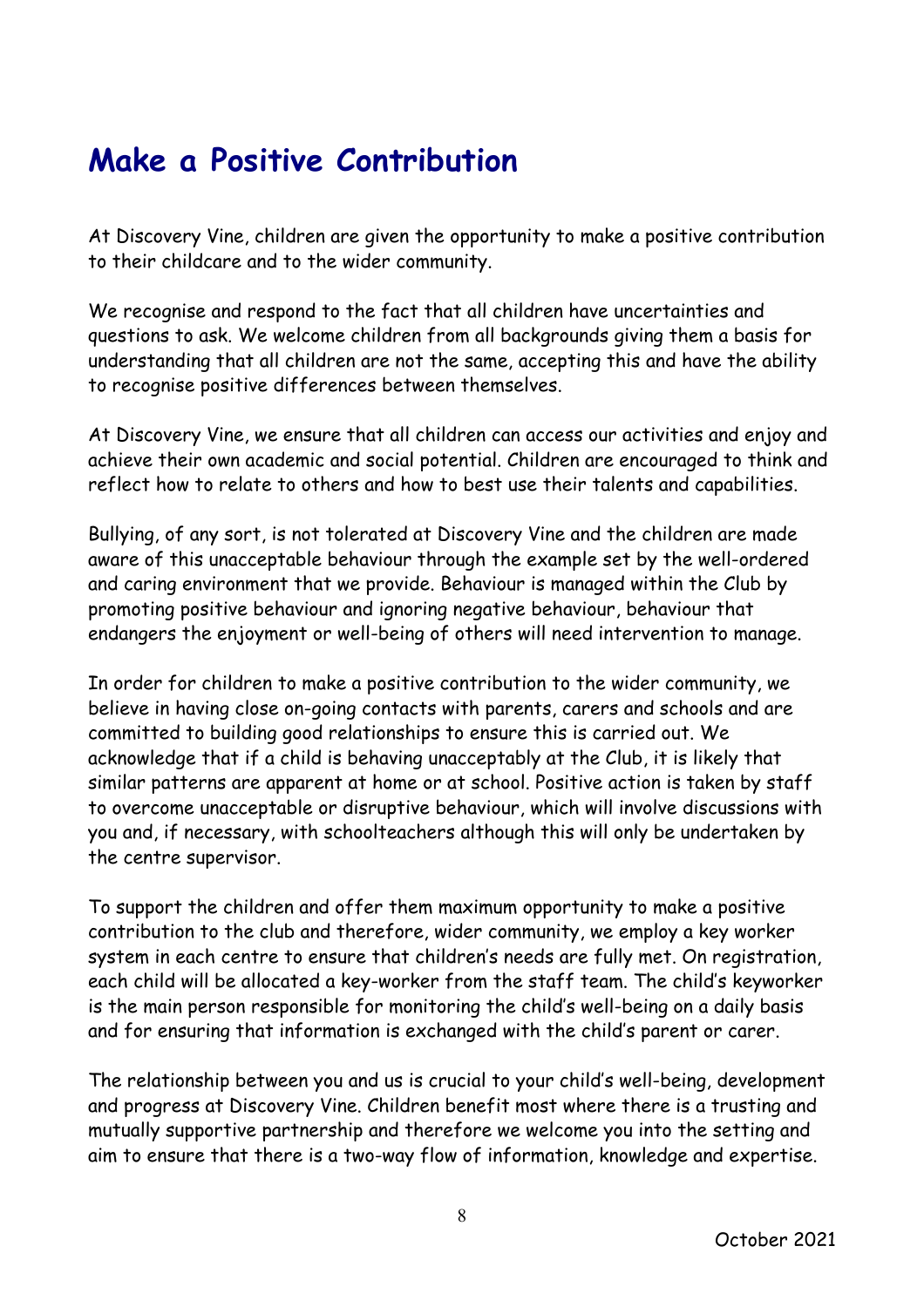# Make a Positive Contribution

At Discovery Vine, children are given the opportunity to make a positive contribution to their childcare and to the wider community.

We recognise and respond to the fact that all children have uncertainties and questions to ask. We welcome children from all backgrounds giving them a basis for understanding that all children are not the same, accepting this and have the ability to recognise positive differences between themselves.

At Discovery Vine, we ensure that all children can access our activities and enjoy and achieve their own academic and social potential. Children are encouraged to think and reflect how to relate to others and how to best use their talents and capabilities.

Bullying, of any sort, is not tolerated at Discovery Vine and the children are made aware of this unacceptable behaviour through the example set by the well-ordered and caring environment that we provide. Behaviour is managed within the Club by promoting positive behaviour and ignoring negative behaviour, behaviour that endangers the enjoyment or well-being of others will need intervention to manage.

In order for children to make a positive contribution to the wider community, we believe in having close on-going contacts with parents, carers and schools and are committed to building good relationships to ensure this is carried out. We acknowledge that if a child is behaving unacceptably at the Club, it is likely that similar patterns are apparent at home or at school. Positive action is taken by staff to overcome unacceptable or disruptive behaviour, which will involve discussions with you and, if necessary, with schoolteachers although this will only be undertaken by the centre supervisor.

To support the children and offer them maximum opportunity to make a positive contribution to the club and therefore, wider community, we employ a key worker system in each centre to ensure that children's needs are fully met. On registration, each child will be allocated a key-worker from the staff team. The child's keyworker is the main person responsible for monitoring the child's well-being on a daily basis and for ensuring that information is exchanged with the child's parent or carer.

The relationship between you and us is crucial to your child's well-being, development and progress at Discovery Vine. Children benefit most where there is a trusting and mutually supportive partnership and therefore we welcome you into the setting and aim to ensure that there is a two-way flow of information, knowledge and expertise.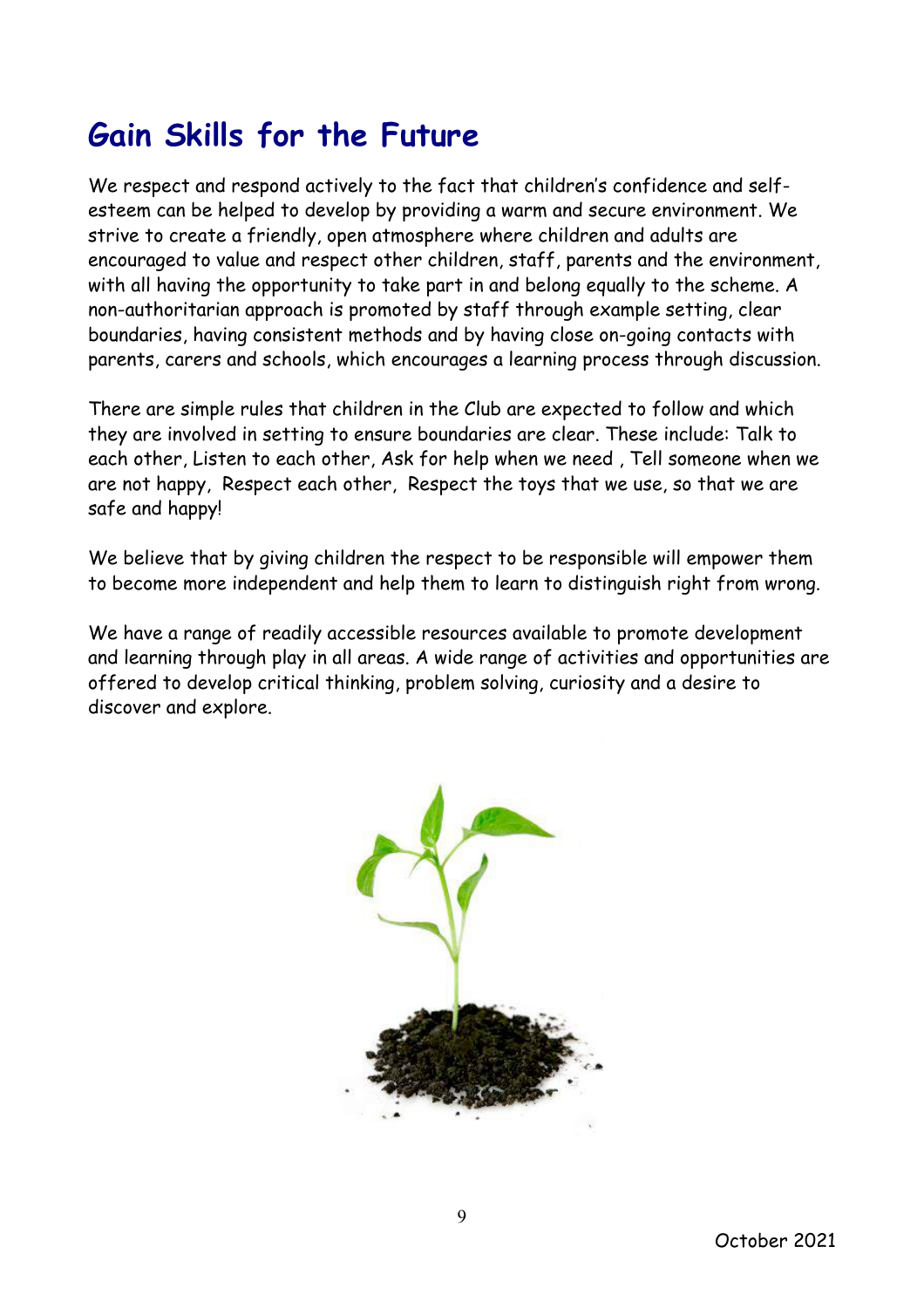# Gain Skills for the Future

We respect and respond actively to the fact that children's confidence and self-esteem can be helped to develop by providing a warm and secure environment. We strive to create a friendly, open atmosphere where children and adults are encouraged to value and respect other children, staff, parents and the environment, with all having the opportunity to take part in and belong equally to the scheme. A non-authoritarian approach is promoted by staff through example setting, clear boundaries, having consistent methods and by having close on-going contacts with parents, carers and schools, which encourages a learning process through discussion.

There are simple rules that children in the Club are expected to follow and which they are involved in setting to ensure boundaries are clear. These include: Talk to each other, Listen to each other, Ask for help when we need , Tell someone when we are not happy, Respect each other, Respect the toys that we use, so that we are safe and happy!

We believe that by giving children the respect to be responsible will empower them to become more independent and help them to learn to distinguish right from wrong.

We have a range of readily accessible resources available to promote development and learning through play in all areas. A wide range of activities and opportunities are offered to develop critical thinking, problem solving, curiosity and a desire to discover and explore.

October 2021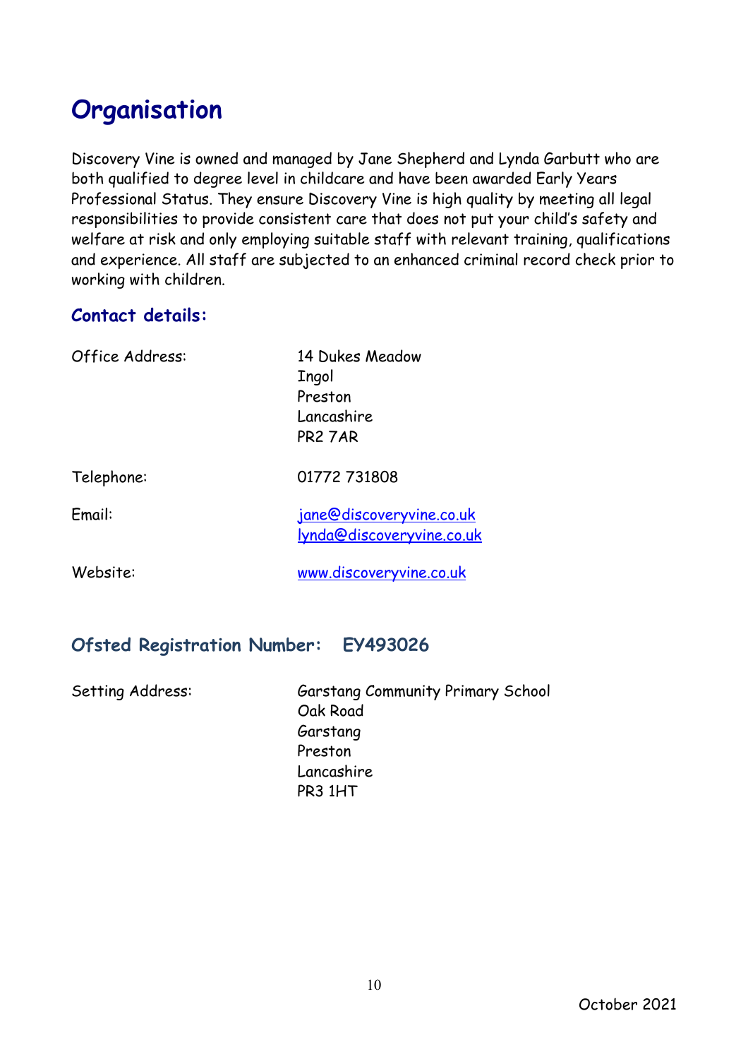# Organisation

Discovery Vine is owned and managed by Jane Shepherd and Lynda Garbutt who are both qualified to degree level in childcare and have been awarded Early Years Professional Status. They ensure Discovery Vine is high quality by meeting all legal responsibilities to provide consistent care that does not put your child's safety and welfare at risk and only employing suitable staff with relevant training, qualifications and experience. All staff are subjected to an enhanced criminal record check prior to working with children.

## Contact details:

| | |
|---|---|
| Office Address: | 14 Dukes Meadow<br>Ingol<br>Preston<br>Lancashire<br>PR2 7AR |
| Telephone: | 01772 731808 |
| Email: | jane@discoveryvine.co.uk<br>lynda@discoveryvine.co.uk |
| Website: | www.discoveryvine.co.uk |

## Ofsted Registration Number: EY493026

| | |
|---|---|
| Setting Address: | Garstang Community Primary School<br>Oak Road<br>Garstang<br>Preston<br>Lancashire<br>PR3 1HT |

October 2021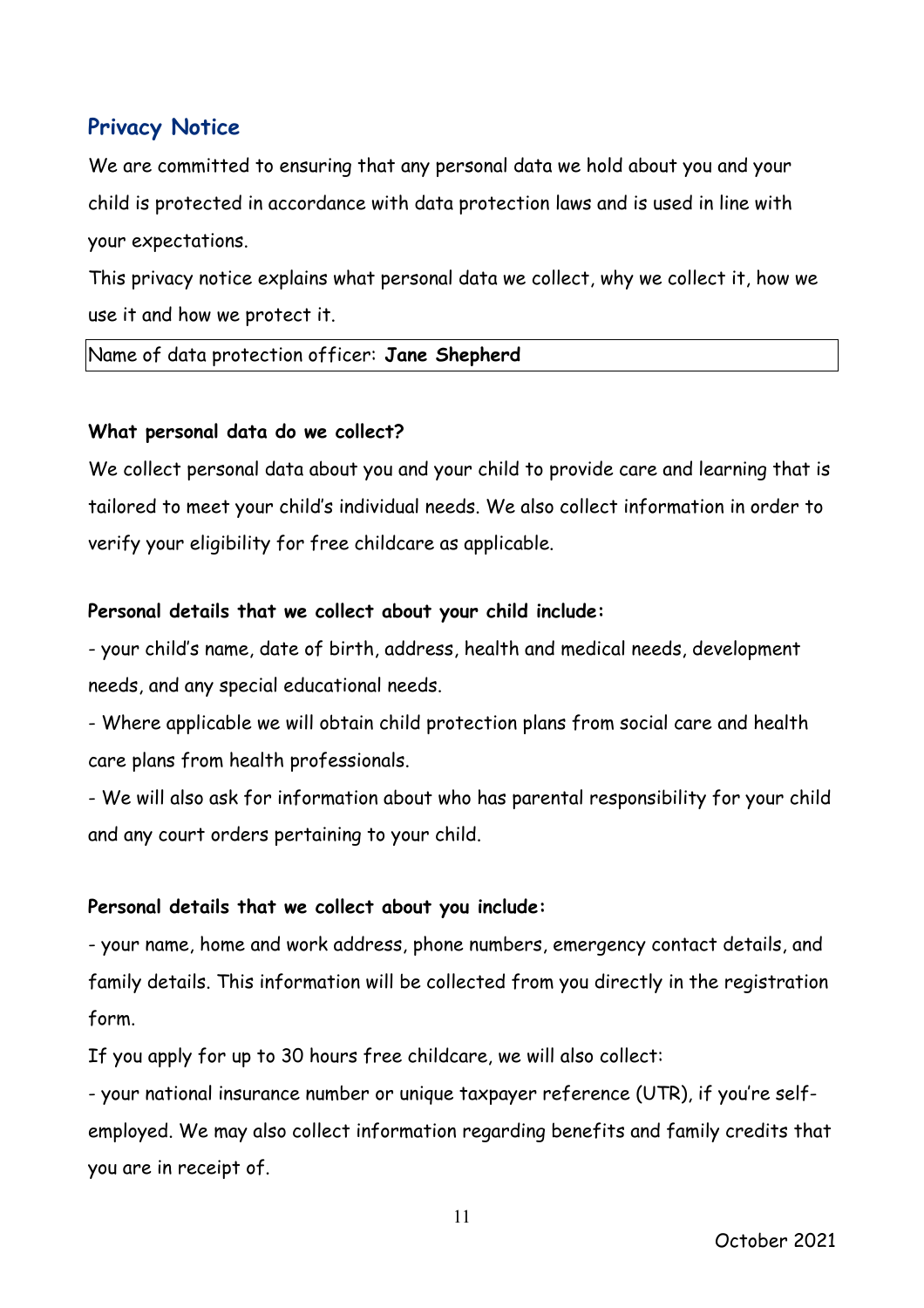## Privacy Notice

We are committed to ensuring that any personal data we hold about you and your child is protected in accordance with data protection laws and is used in line with your expectations.

This privacy notice explains what personal data we collect, why we collect it, how we use it and how we protect it.

| Name of data protection officer: **Jane Shepherd** |
| --- |

**What personal data do we collect?**

We collect personal data about you and your child to provide care and learning that is tailored to meet your child's individual needs. We also collect information in order to verify your eligibility for free childcare as applicable.

**Personal details that we collect about your child include:**

- your child's name, date of birth, address, health and medical needs, development needs, and any special educational needs.
- Where applicable we will obtain child protection plans from social care and health care plans from health professionals.
- We will also ask for information about who has parental responsibility for your child and any court orders pertaining to your child.

**Personal details that we collect about you include:**

- your name, home and work address, phone numbers, emergency contact details, and family details. This information will be collected from you directly in the registration form.

If you apply for up to 30 hours free childcare, we will also collect:

- your national insurance number or unique taxpayer reference (UTR), if you're self-employed. We may also collect information regarding benefits and family credits that you are in receipt of.

October 2021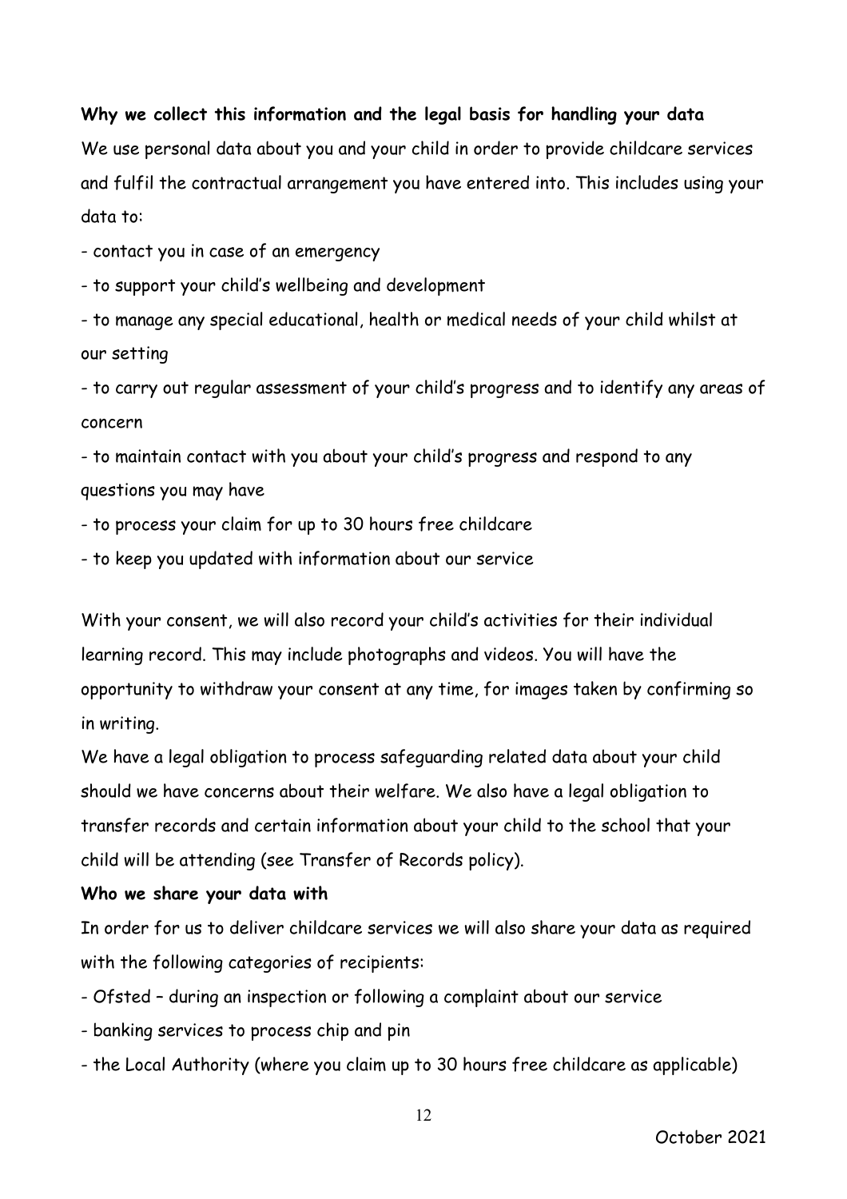**Why we collect this information and the legal basis for handling your data**

We use personal data about you and your child in order to provide childcare services and fulfil the contractual arrangement you have entered into. This includes using your data to:

- contact you in case of an emergency
- to support your child's wellbeing and development
- to manage any special educational, health or medical needs of your child whilst at our setting
- to carry out regular assessment of your child's progress and to identify any areas of concern
- to maintain contact with you about your child's progress and respond to any questions you may have
- to process your claim for up to 30 hours free childcare
- to keep you updated with information about our service

With your consent, we will also record your child's activities for their individual learning record. This may include photographs and videos. You will have the opportunity to withdraw your consent at any time, for images taken by confirming so in writing.

We have a legal obligation to process safeguarding related data about your child should we have concerns about their welfare. We also have a legal obligation to transfer records and certain information about your child to the school that your child will be attending (see Transfer of Records policy).

**Who we share your data with**

In order for us to deliver childcare services we will also share your data as required with the following categories of recipients:

- Ofsted – during an inspection or following a complaint about our service
- banking services to process chip and pin
- the Local Authority (where you claim up to 30 hours free childcare as applicable)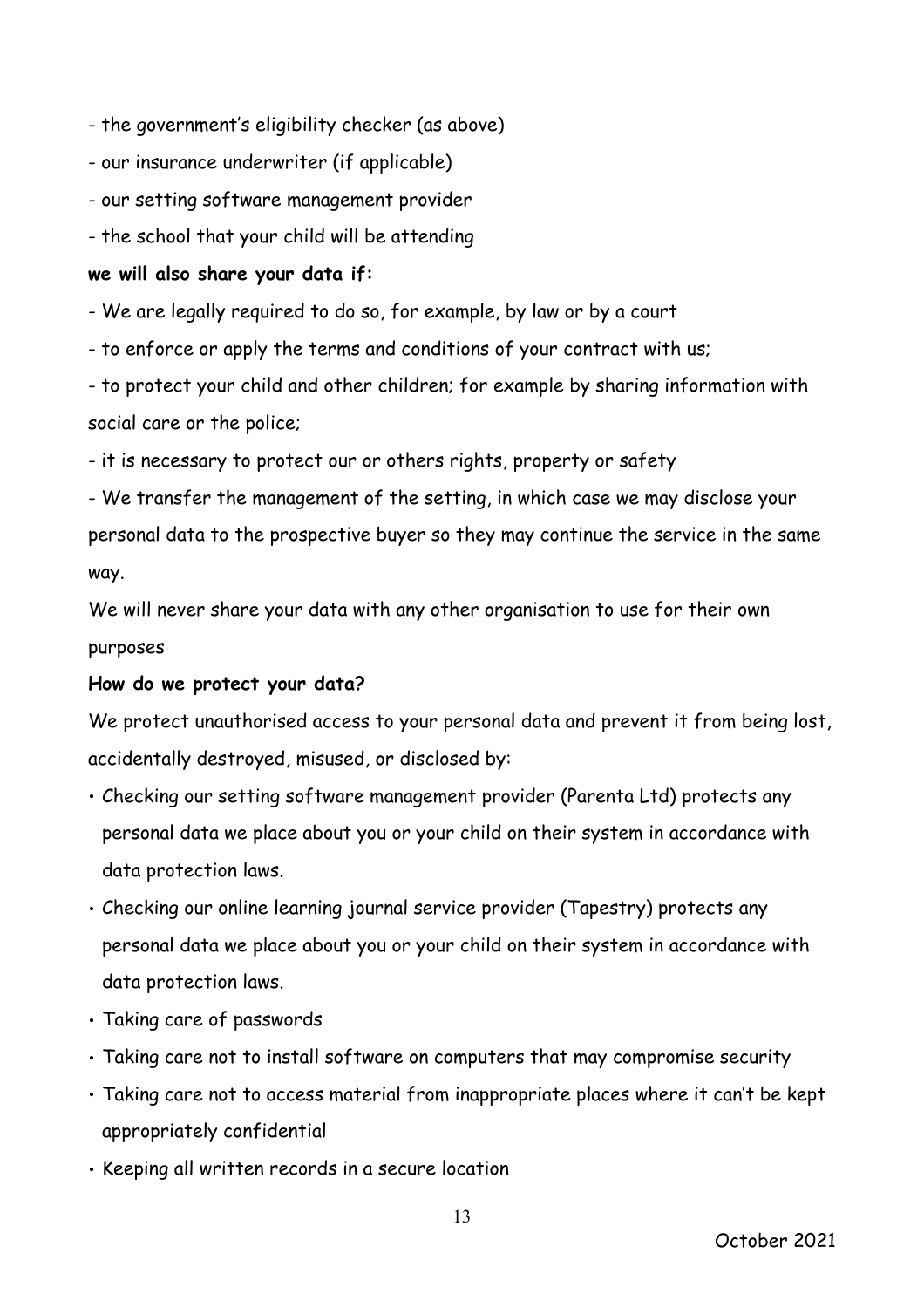- the government's eligibility checker (as above)
- our insurance underwriter (if applicable)
- our setting software management provider
- the school that your child will be attending

**we will also share your data if:**

- We are legally required to do so, for example, by law or by a court
- to enforce or apply the terms and conditions of your contract with us;
- to protect your child and other children; for example by sharing information with social care or the police;
- it is necessary to protect our or others rights, property or safety
- We transfer the management of the setting, in which case we may disclose your personal data to the prospective buyer so they may continue the service in the same way.

We will never share your data with any other organisation to use for their own purposes

**How do we protect your data?**

We protect unauthorised access to your personal data and prevent it from being lost, accidentally destroyed, misused, or disclosed by:

- Checking our setting software management provider (Parenta Ltd) protects any personal data we place about you or your child on their system in accordance with data protection laws.
- Checking our online learning journal service provider (Tapestry) protects any personal data we place about you or your child on their system in accordance with data protection laws.
- Taking care of passwords
- Taking care not to install software on computers that may compromise security
- Taking care not to access material from inappropriate places where it can't be kept appropriately confidential
- Keeping all written records in a secure location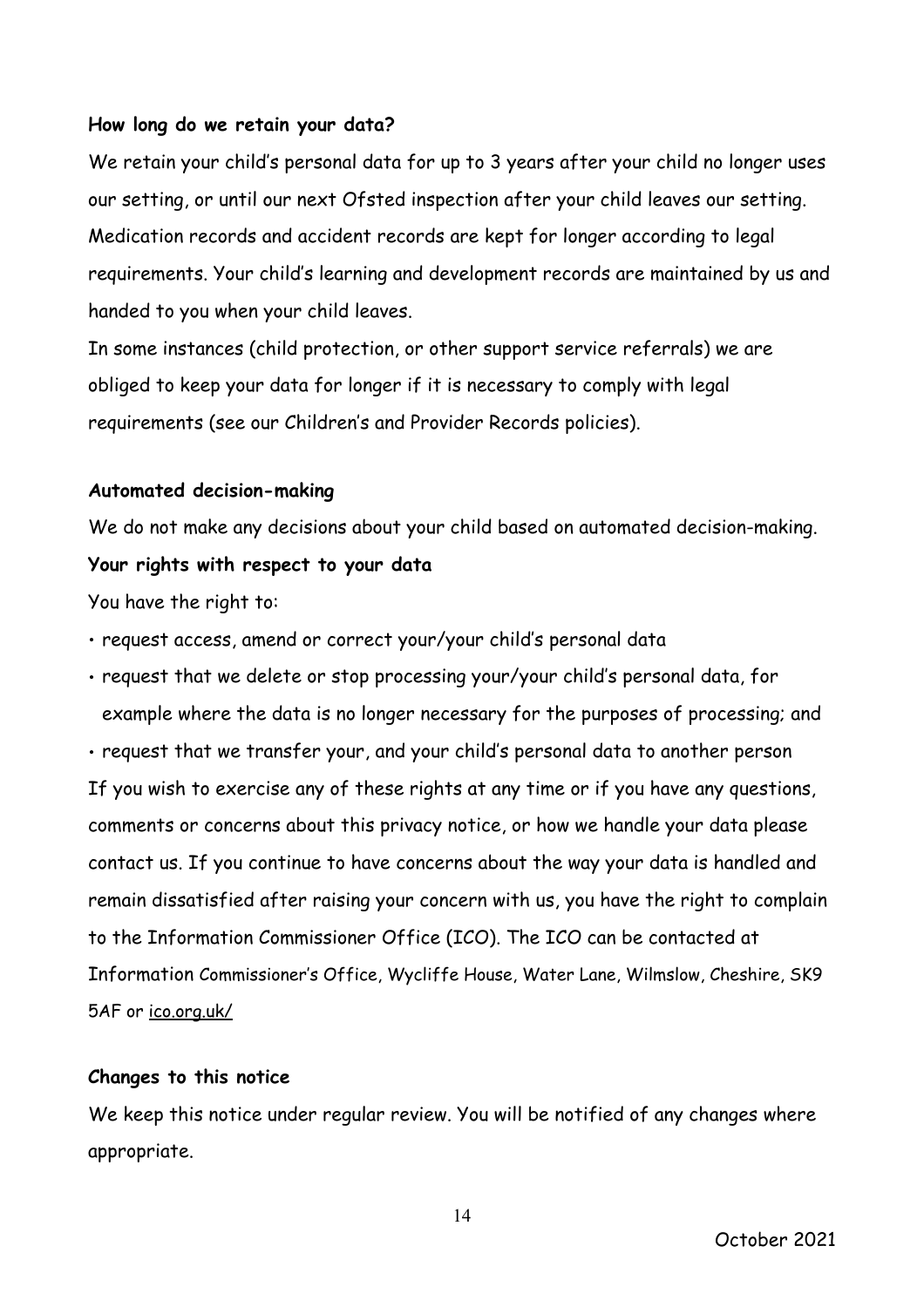**How long do we retain your data?**

We retain your child's personal data for up to 3 years after your child no longer uses our setting, or until our next Ofsted inspection after your child leaves our setting. Medication records and accident records are kept for longer according to legal requirements. Your child's learning and development records are maintained by us and handed to you when your child leaves.

In some instances (child protection, or other support service referrals) we are obliged to keep your data for longer if it is necessary to comply with legal requirements (see our Children's and Provider Records policies).

**Automated decision-making**

We do not make any decisions about your child based on automated decision-making.

**Your rights with respect to your data**

You have the right to:

- request access, amend or correct your/your child's personal data
- request that we delete or stop processing your/your child's personal data, for example where the data is no longer necessary for the purposes of processing; and
- request that we transfer your, and your child's personal data to another person

If you wish to exercise any of these rights at any time or if you have any questions, comments or concerns about this privacy notice, or how we handle your data please contact us. If you continue to have concerns about the way your data is handled and remain dissatisfied after raising your concern with us, you have the right to complain to the Information Commissioner Office (ICO). The ICO can be contacted at Information Commissioner's Office, Wycliffe House, Water Lane, Wilmslow, Cheshire, SK9 5AF or ico.org.uk/

**Changes to this notice**

We keep this notice under regular review. You will be notified of any changes where appropriate.

October 2021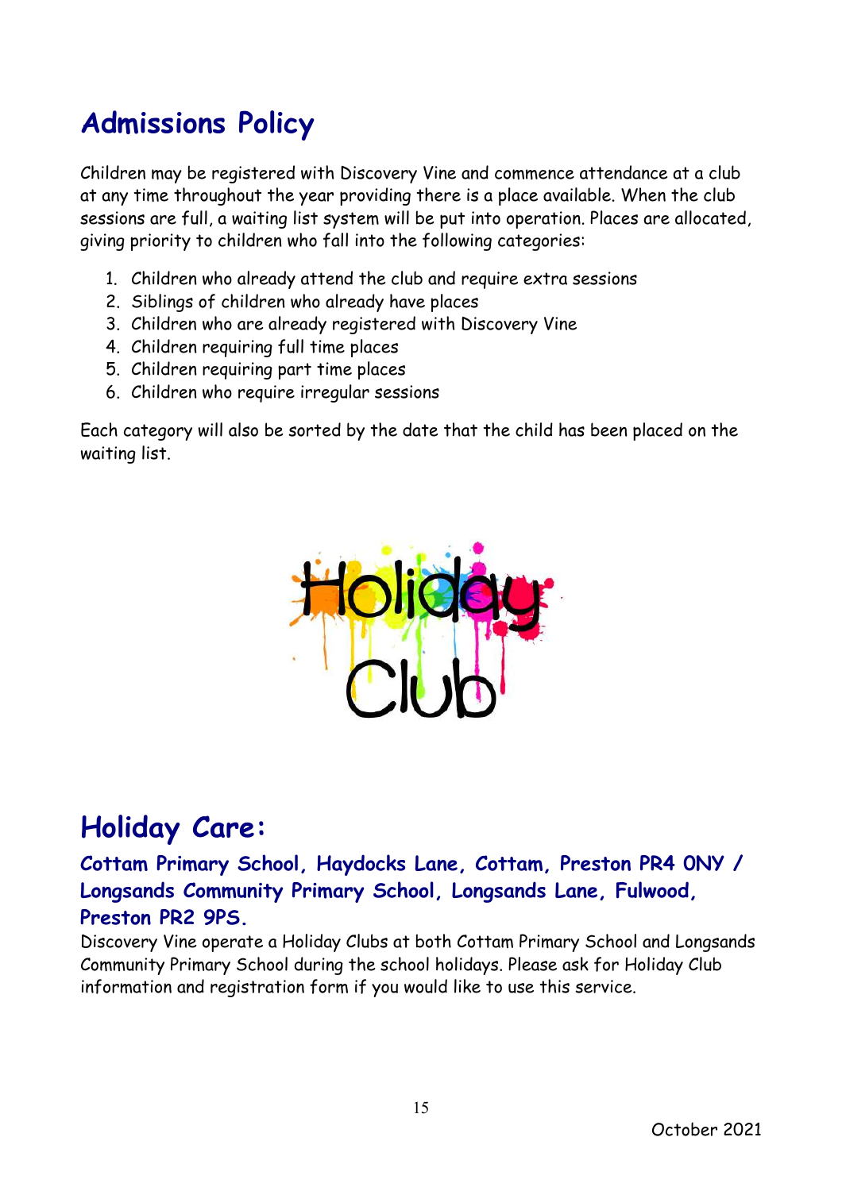## Admissions Policy

Children may be registered with Discovery Vine and commence attendance at a club at any time throughout the year providing there is a place available. When the club sessions are full, a waiting list system will be put into operation. Places are allocated, giving priority to children who fall into the following categories:

1. Children who already attend the club and require extra sessions
2. Siblings of children who already have places
3. Children who are already registered with Discovery Vine
4. Children requiring full time places
5. Children requiring part time places
6. Children who require irregular sessions

Each category will also be sorted by the date that the child has been placed on the waiting list.

## Holiday Care:

### Cottam Primary School, Haydocks Lane, Cottam, Preston PR4 0NY / Longsands Community Primary School, Longsands Lane, Fulwood, Preston PR2 9PS.

Discovery Vine operate a Holiday Clubs at both Cottam Primary School and Longsands Community Primary School during the school holidays. Please ask for Holiday Club information and registration form if you would like to use this service.

October 2021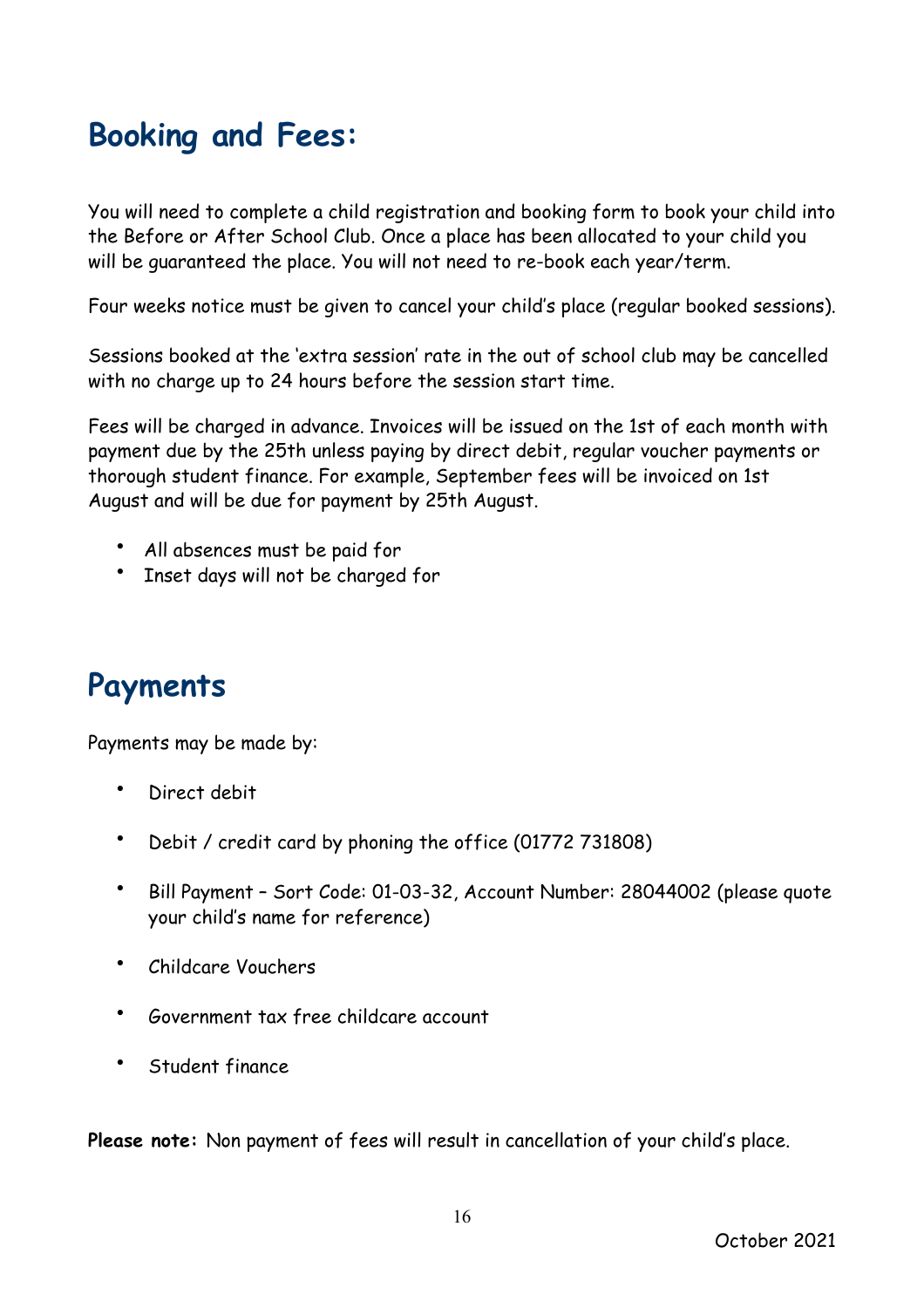## Booking and Fees:

You will need to complete a child registration and booking form to book your child into the Before or After School Club. Once a place has been allocated to your child you will be guaranteed the place. You will not need to re-book each year/term.

Four weeks notice must be given to cancel your child's place (regular booked sessions).

Sessions booked at the 'extra session' rate in the out of school club may be cancelled with no charge up to 24 hours before the session start time.

Fees will be charged in advance. Invoices will be issued on the 1st of each month with payment due by the 25th unless paying by direct debit, regular voucher payments or thorough student finance. For example, September fees will be invoiced on 1st August and will be due for payment by 25th August.

- All absences must be paid for
- Inset days will not be charged for

## Payments

Payments may be made by:

- Direct debit
- Debit / credit card by phoning the office (01772 731808)
- Bill Payment – Sort Code: 01-03-32, Account Number: 28044002 (please quote your child's name for reference)
- Childcare Vouchers
- Government tax free childcare account
- Student finance

**Please note:** Non payment of fees will result in cancellation of your child's place.

October 2021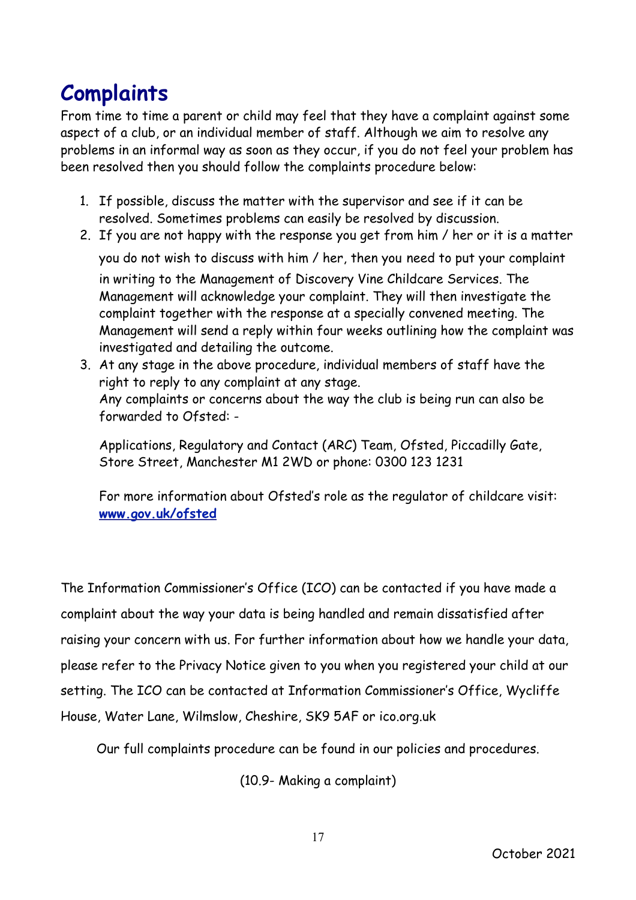# Complaints

From time to time a parent or child may feel that they have a complaint against some aspect of a club, or an individual member of staff. Although we aim to resolve any problems in an informal way as soon as they occur, if you do not feel your problem has been resolved then you should follow the complaints procedure below:

1. If possible, discuss the matter with the supervisor and see if it can be resolved. Sometimes problems can easily be resolved by discussion.
2. If you are not happy with the response you get from him / her or it is a matter you do not wish to discuss with him / her, then you need to put your complaint in writing to the Management of Discovery Vine Childcare Services. The Management will acknowledge your complaint. They will then investigate the complaint together with the response at a specially convened meeting. The Management will send a reply within four weeks outlining how the complaint was investigated and detailing the outcome.
3. At any stage in the above procedure, individual members of staff have the right to reply to any complaint at any stage.
   Any complaints or concerns about the way the club is being run can also be forwarded to Ofsted: -

   Applications, Regulatory and Contact (ARC) Team, Ofsted, Piccadilly Gate, Store Street, Manchester M1 2WD or phone: 0300 123 1231

   For more information about Ofsted's role as the regulator of childcare visit: **www.gov.uk/ofsted**

The Information Commissioner's Office (ICO) can be contacted if you have made a complaint about the way your data is being handled and remain dissatisfied after raising your concern with us. For further information about how we handle your data, please refer to the Privacy Notice given to you when you registered your child at our setting. The ICO can be contacted at Information Commissioner's Office, Wycliffe House, Water Lane, Wilmslow, Cheshire, SK9 5AF or ico.org.uk

Our full complaints procedure can be found in our policies and procedures.

(10.9- Making a complaint)

October 2021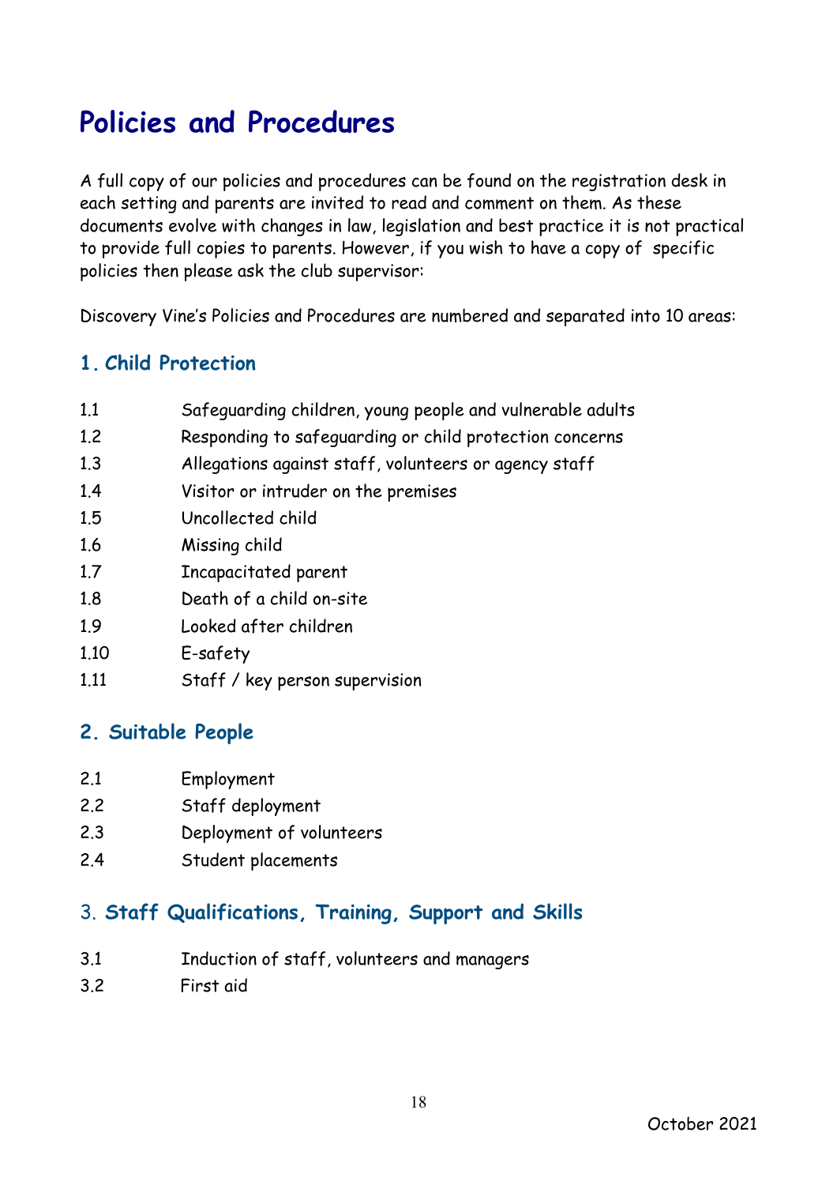# Policies and Procedures

A full copy of our policies and procedures can be found on the registration desk in each setting and parents are invited to read and comment on them. As these documents evolve with changes in law, legislation and best practice it is not practical to provide full copies to parents. However, if you wish to have a copy of specific policies then please ask the club supervisor:

Discovery Vine's Policies and Procedures are numbered and separated into 10 areas:

## 1. Child Protection

| | |
|---|---|
| 1.1 | Safeguarding children, young people and vulnerable adults |
| 1.2 | Responding to safeguarding or child protection concerns |
| 1.3 | Allegations against staff, volunteers or agency staff |
| 1.4 | Visitor or intruder on the premises |
| 1.5 | Uncollected child |
| 1.6 | Missing child |
| 1.7 | Incapacitated parent |
| 1.8 | Death of a child on-site |
| 1.9 | Looked after children |
| 1.10 | E-safety |
| 1.11 | Staff / key person supervision |

## 2. Suitable People

| | |
|---|---|
| 2.1 | Employment |
| 2.2 | Staff deployment |
| 2.3 | Deployment of volunteers |
| 2.4 | Student placements |

## 3. Staff Qualifications, Training, Support and Skills

| | |
|---|---|
| 3.1 | Induction of staff, volunteers and managers |
| 3.2 | First aid |

October 2021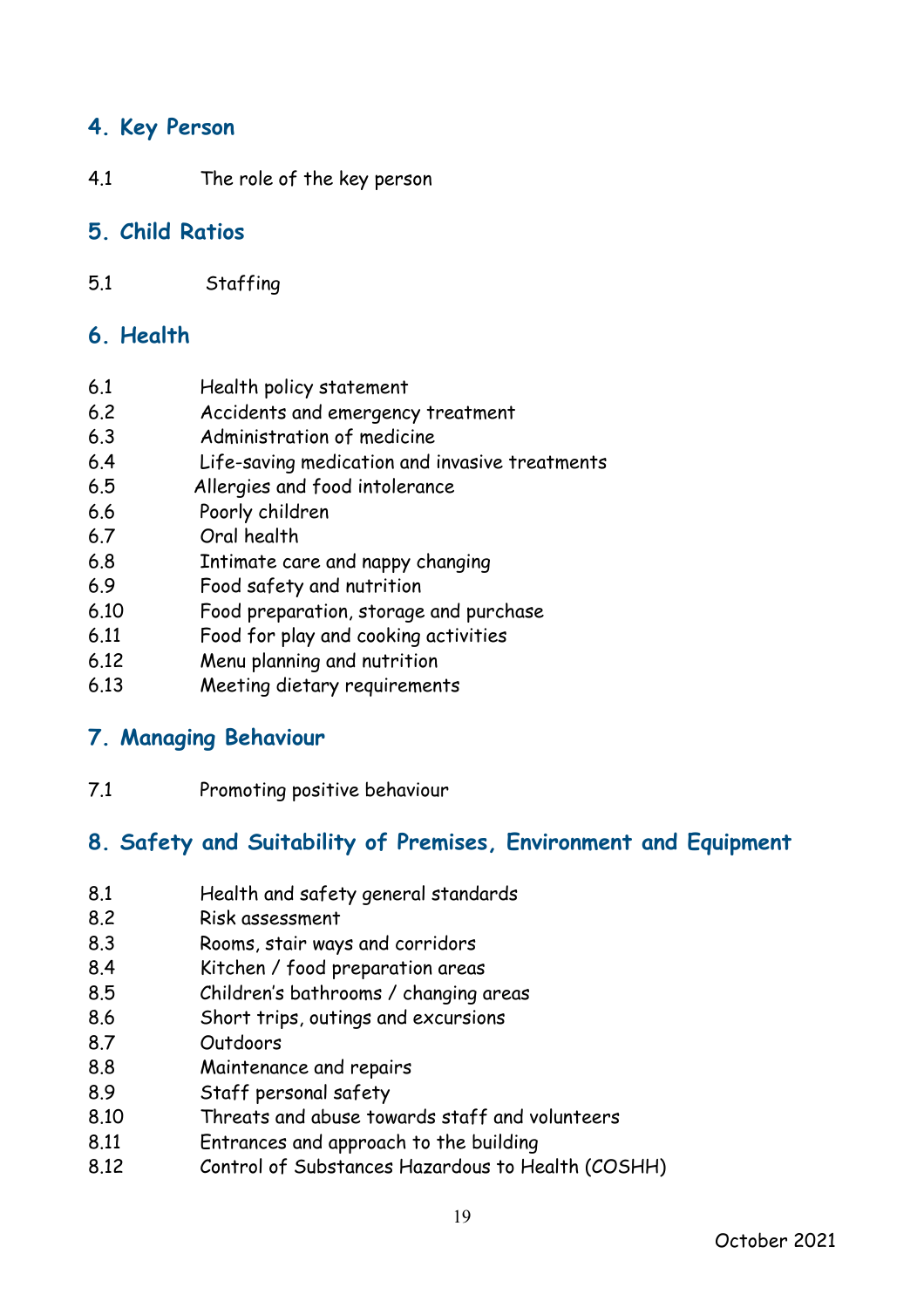## 4. Key Person

4.1 The role of the key person

## 5. Child Ratios

5.1 Staffing

## 6. Health

6.1 Health policy statement
6.2 Accidents and emergency treatment
6.3 Administration of medicine
6.4 Life-saving medication and invasive treatments
6.5 Allergies and food intolerance
6.6 Poorly children
6.7 Oral health
6.8 Intimate care and nappy changing
6.9 Food safety and nutrition
6.10 Food preparation, storage and purchase
6.11 Food for play and cooking activities
6.12 Menu planning and nutrition
6.13 Meeting dietary requirements

## 7. Managing Behaviour

7.1 Promoting positive behaviour

## 8. Safety and Suitability of Premises, Environment and Equipment

8.1 Health and safety general standards
8.2 Risk assessment
8.3 Rooms, stair ways and corridors
8.4 Kitchen / food preparation areas
8.5 Children's bathrooms / changing areas
8.6 Short trips, outings and excursions
8.7 Outdoors
8.8 Maintenance and repairs
8.9 Staff personal safety
8.10 Threats and abuse towards staff and volunteers
8.11 Entrances and approach to the building
8.12 Control of Substances Hazardous to Health (COSHH)

October 2021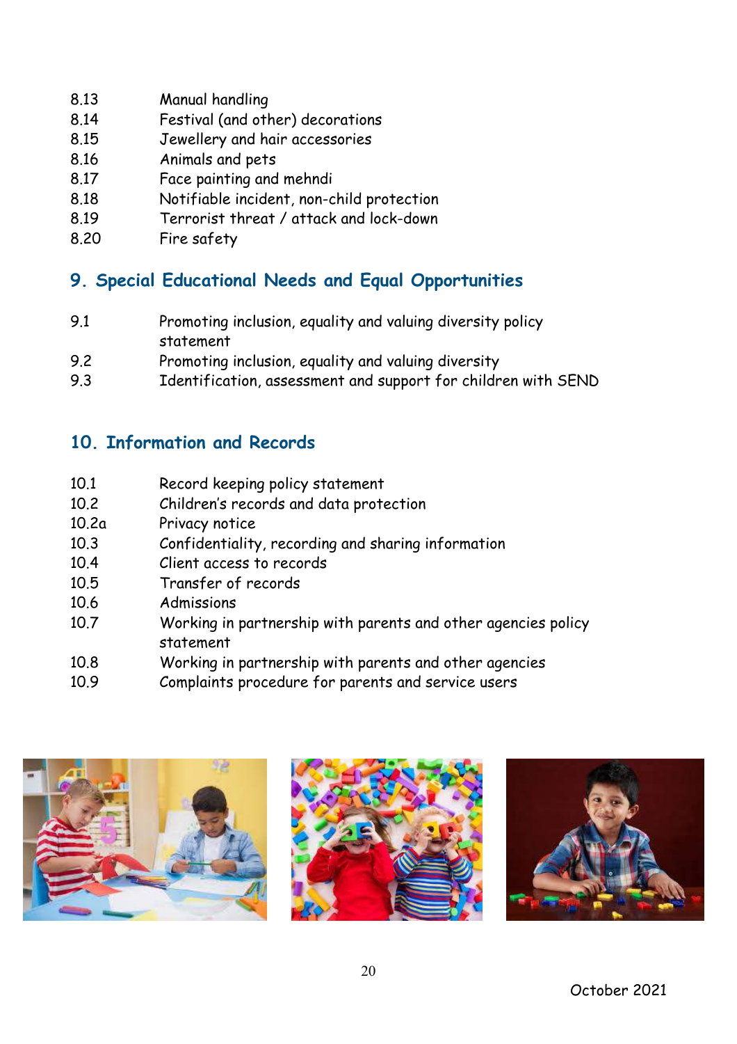| | |
|---|---|
| 8.13 | Manual handling |
| 8.14 | Festival (and other) decorations |
| 8.15 | Jewellery and hair accessories |
| 8.16 | Animals and pets |
| 8.17 | Face painting and mehndi |
| 8.18 | Notifiable incident, non-child protection |
| 8.19 | Terrorist threat / attack and lock-down |
| 8.20 | Fire safety |

## 9. Special Educational Needs and Equal Opportunities

| | |
|---|---|
| 9.1 | Promoting inclusion, equality and valuing diversity policy statement |
| 9.2 | Promoting inclusion, equality and valuing diversity |
| 9.3 | Identification, assessment and support for children with SEND |

## 10. Information and Records

| | |
|---|---|
| 10.1 | Record keeping policy statement |
| 10.2 | Children's records and data protection |
| 10.2a | Privacy notice |
| 10.3 | Confidentiality, recording and sharing information |
| 10.4 | Client access to records |
| 10.5 | Transfer of records |
| 10.6 | Admissions |
| 10.7 | Working in partnership with parents and other agencies policy statement |
| 10.8 | Working in partnership with parents and other agencies |
| 10.9 | Complaints procedure for parents and service users |

October 2021